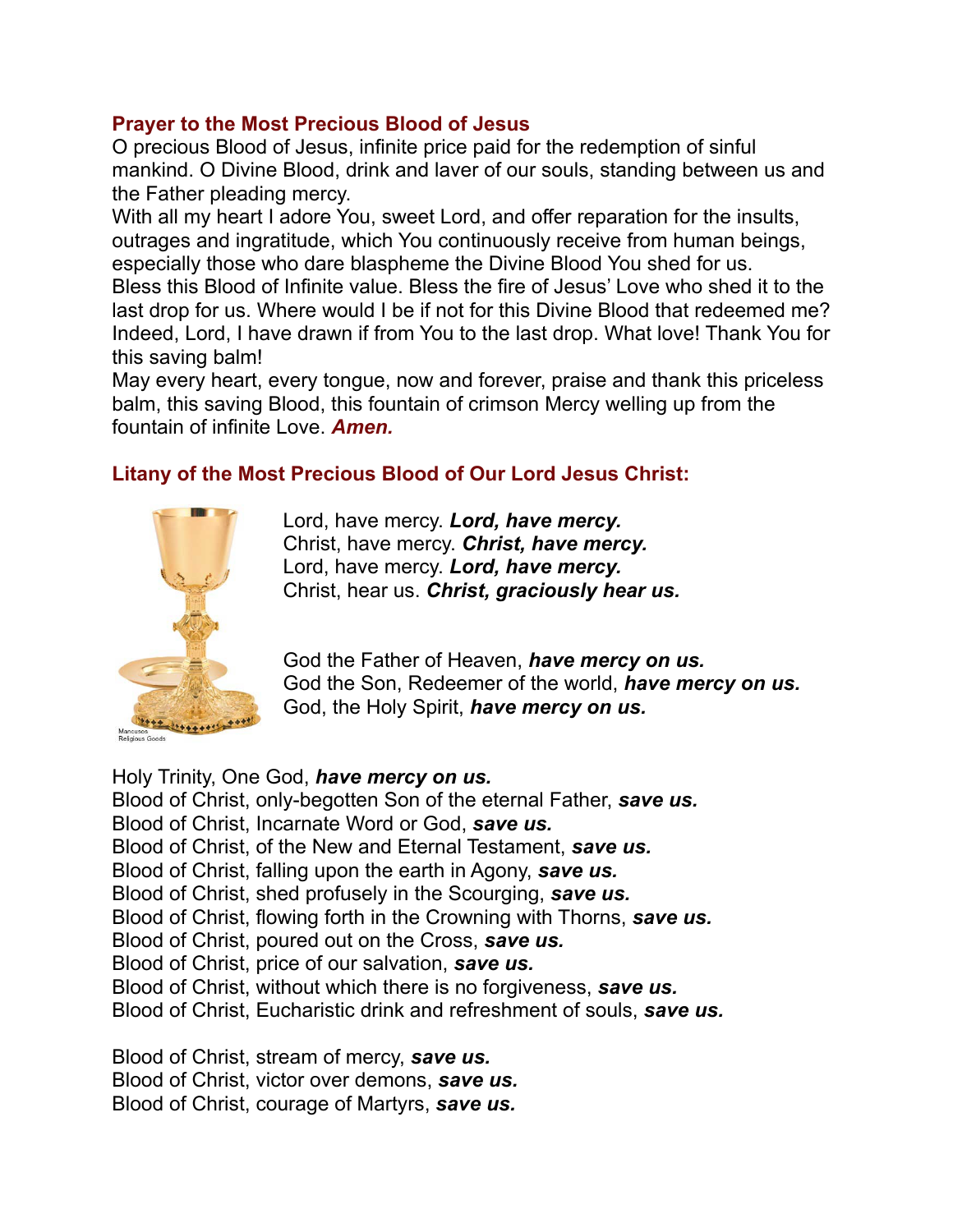## Prayer to the Most Precious Blood of Jesus

O precious Blood of Jesus, infinite price paid for the redemption of sinful mankind. O Divine Blood, drink and laver of our souls, standing between us and the Father pleading mercy.

With all my heart I adore You, sweet Lord, and offer reparation for the insults, outrages and ingratitude, which You continuously receive from human beings, especially those who dare blaspheme the Divine Blood You shed for us.

Bless this Blood of Infinite value. Bless the fire of Jesus' Love who shed it to the last drop for us. Where would I be if not for this Divine Blood that redeemed me? Indeed, Lord, I have drawn if from You to the last drop. What love! Thank You for this saving balm!

May every heart, every tongue, now and forever, praise and thank this priceless balm, this saving Blood, this fountain of crimson Mercy welling up from the fountain of infinite Love. ***Amen.***

## Litany of the Most Precious Blood of Our Lord Jesus Christ:

Mancusos Religious Goods

Lord, have mercy. ***Lord, have mercy.***
Christ, have mercy. ***Christ, have mercy.***
Lord, have mercy. ***Lord, have mercy.***
Christ, hear us. ***Christ, graciously hear us.***

God the Father of Heaven, ***have mercy on us.***
God the Son, Redeemer of the world, ***have mercy on us.***
God, the Holy Spirit, ***have mercy on us.***

Holy Trinity, One God, ***have mercy on us.***
Blood of Christ, only-begotten Son of the eternal Father, ***save us.***
Blood of Christ, Incarnate Word or God, ***save us.***
Blood of Christ, of the New and Eternal Testament, ***save us.***
Blood of Christ, falling upon the earth in Agony, ***save us.***
Blood of Christ, shed profusely in the Scourging, ***save us.***
Blood of Christ, flowing forth in the Crowning with Thorns, ***save us.***
Blood of Christ, poured out on the Cross, ***save us.***
Blood of Christ, price of our salvation, ***save us.***
Blood of Christ, without which there is no forgiveness, ***save us.***
Blood of Christ, Eucharistic drink and refreshment of souls, ***save us.***

Blood of Christ, stream of mercy, ***save us.***
Blood of Christ, victor over demons, ***save us.***
Blood of Christ, courage of Martyrs, ***save us.***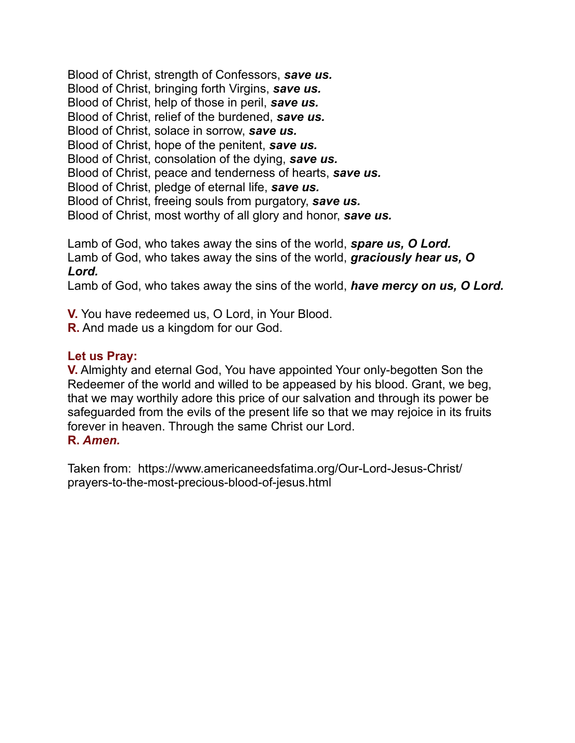Blood of Christ, strength of Confessors, ***save us.***
Blood of Christ, bringing forth Virgins, ***save us.***
Blood of Christ, help of those in peril, ***save us.***
Blood of Christ, relief of the burdened, ***save us.***
Blood of Christ, solace in sorrow, ***save us.***
Blood of Christ, hope of the penitent, ***save us.***
Blood of Christ, consolation of the dying, ***save us.***
Blood of Christ, peace and tenderness of hearts, ***save us.***
Blood of Christ, pledge of eternal life, ***save us.***
Blood of Christ, freeing souls from purgatory, ***save us.***
Blood of Christ, most worthy of all glory and honor, ***save us.***

Lamb of God, who takes away the sins of the world, ***spare us, O Lord.***
Lamb of God, who takes away the sins of the world, ***graciously hear us, O Lord.***
Lamb of God, who takes away the sins of the world, ***have mercy on us, O Lord.***

**V.** You have redeemed us, O Lord, in Your Blood.
**R.** And made us a kingdom for our God.

**Let us Pray:**
**V.** Almighty and eternal God, You have appointed Your only-begotten Son the Redeemer of the world and willed to be appeased by his blood. Grant, we beg, that we may worthily adore this price of our salvation and through its power be safeguarded from the evils of the present life so that we may rejoice in its fruits forever in heaven. Through the same Christ our Lord.
**R.** ***Amen.***

Taken from: https://www.americaneedsfatima.org/Our-Lord-Jesus-Christ/prayers-to-the-most-precious-blood-of-jesus.html